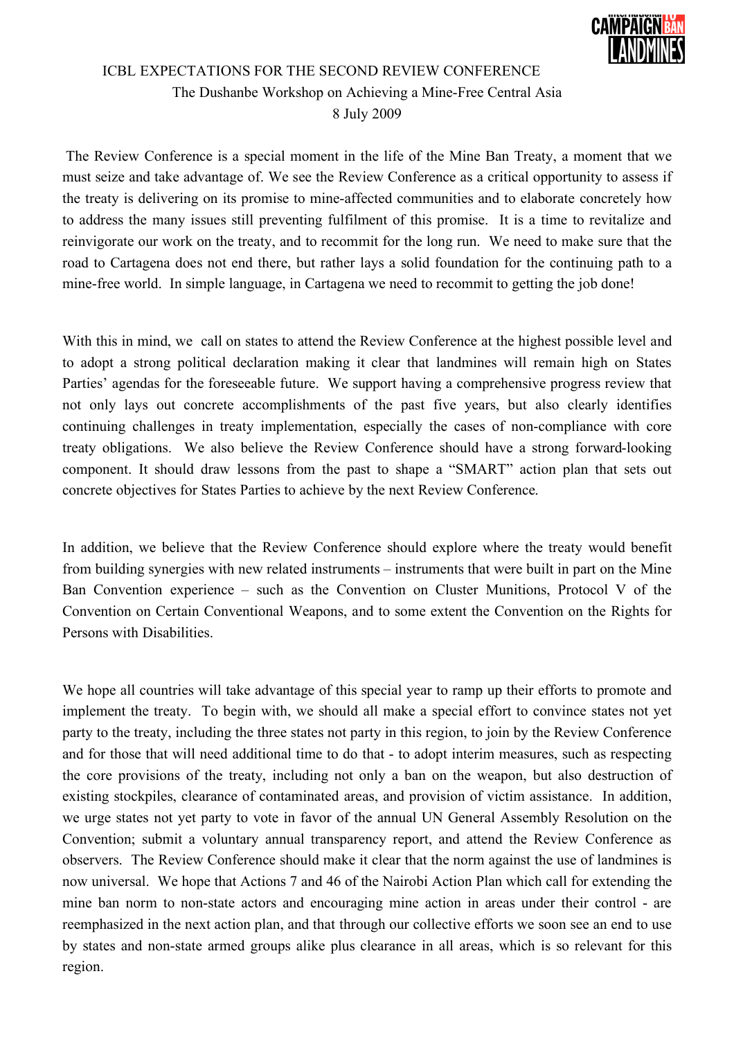# ICBL EXPECTATIONS FOR THE SECOND REVIEW CONFERENCE

## The Dushanbe Workshop on Achieving a Mine-Free Central Asia

8 July 2009

The Review Conference is a special moment in the life of the Mine Ban Treaty, a moment that we must seize and take advantage of. We see the Review Conference as a critical opportunity to assess if the treaty is delivering on its promise to mine-affected communities and to elaborate concretely how to address the many issues still preventing fulfilment of this promise. It is a time to revitalize and reinvigorate our work on the treaty, and to recommit for the long run. We need to make sure that the road to Cartagena does not end there, but rather lays a solid foundation for the continuing path to a mine-free world. In simple language, in Cartagena we need to recommit to getting the job done!

With this in mind, we call on states to attend the Review Conference at the highest possible level and to adopt a strong political declaration making it clear that landmines will remain high on States Parties' agendas for the foreseeable future. We support having a comprehensive progress review that not only lays out concrete accomplishments of the past five years, but also clearly identifies continuing challenges in treaty implementation, especially the cases of non-compliance with core treaty obligations. We also believe the Review Conference should have a strong forward-looking component. It should draw lessons from the past to shape a "SMART" action plan that sets out concrete objectives for States Parties to achieve by the next Review Conference.

In addition, we believe that the Review Conference should explore where the treaty would benefit from building synergies with new related instruments – instruments that were built in part on the Mine Ban Convention experience – such as the Convention on Cluster Munitions, Protocol V of the Convention on Certain Conventional Weapons, and to some extent the Convention on the Rights for Persons with Disabilities.

We hope all countries will take advantage of this special year to ramp up their efforts to promote and implement the treaty. To begin with, we should all make a special effort to convince states not yet party to the treaty, including the three states not party in this region, to join by the Review Conference and for those that will need additional time to do that - to adopt interim measures, such as respecting the core provisions of the treaty, including not only a ban on the weapon, but also destruction of existing stockpiles, clearance of contaminated areas, and provision of victim assistance. In addition, we urge states not yet party to vote in favor of the annual UN General Assembly Resolution on the Convention; submit a voluntary annual transparency report, and attend the Review Conference as observers. The Review Conference should make it clear that the norm against the use of landmines is now universal. We hope that Actions 7 and 46 of the Nairobi Action Plan which call for extending the mine ban norm to non-state actors and encouraging mine action in areas under their control - are reemphasized in the next action plan, and that through our collective efforts we soon see an end to use by states and non-state armed groups alike plus clearance in all areas, which is so relevant for this region.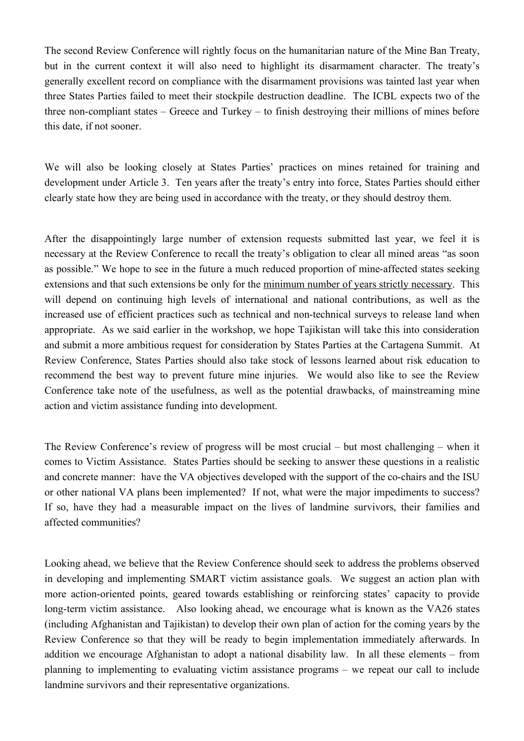The second Review Conference will rightly focus on the humanitarian nature of the Mine Ban Treaty, but in the current context it will also need to highlight its disarmament character. The treaty's generally excellent record on compliance with the disarmament provisions was tainted last year when three States Parties failed to meet their stockpile destruction deadline. The ICBL expects two of the three non-compliant states – Greece and Turkey – to finish destroying their millions of mines before this date, if not sooner.

We will also be looking closely at States Parties' practices on mines retained for training and development under Article 3. Ten years after the treaty's entry into force, States Parties should either clearly state how they are being used in accordance with the treaty, or they should destroy them.

After the disappointingly large number of extension requests submitted last year, we feel it is necessary at the Review Conference to recall the treaty's obligation to clear all mined areas "as soon as possible." We hope to see in the future a much reduced proportion of mine-affected states seeking extensions and that such extensions be only for the <u>minimum number of years strictly necessary</u>. This will depend on continuing high levels of international and national contributions, as well as the increased use of efficient practices such as technical and non-technical surveys to release land when appropriate. As we said earlier in the workshop, we hope Tajikistan will take this into consideration and submit a more ambitious request for consideration by States Parties at the Cartagena Summit. At Review Conference, States Parties should also take stock of lessons learned about risk education to recommend the best way to prevent future mine injuries. We would also like to see the Review Conference take note of the usefulness, as well as the potential drawbacks, of mainstreaming mine action and victim assistance funding into development.

The Review Conference's review of progress will be most crucial – but most challenging – when it comes to Victim Assistance. States Parties should be seeking to answer these questions in a realistic and concrete manner: have the VA objectives developed with the support of the co-chairs and the ISU or other national VA plans been implemented? If not, what were the major impediments to success? If so, have they had a measurable impact on the lives of landmine survivors, their families and affected communities?

Looking ahead, we believe that the Review Conference should seek to address the problems observed in developing and implementing SMART victim assistance goals. We suggest an action plan with more action-oriented points, geared towards establishing or reinforcing states' capacity to provide long-term victim assistance. Also looking ahead, we encourage what is known as the VA26 states (including Afghanistan and Tajikistan) to develop their own plan of action for the coming years by the Review Conference so that they will be ready to begin implementation immediately afterwards. In addition we encourage Afghanistan to adopt a national disability law. In all these elements – from planning to implementing to evaluating victim assistance programs – we repeat our call to include landmine survivors and their representative organizations.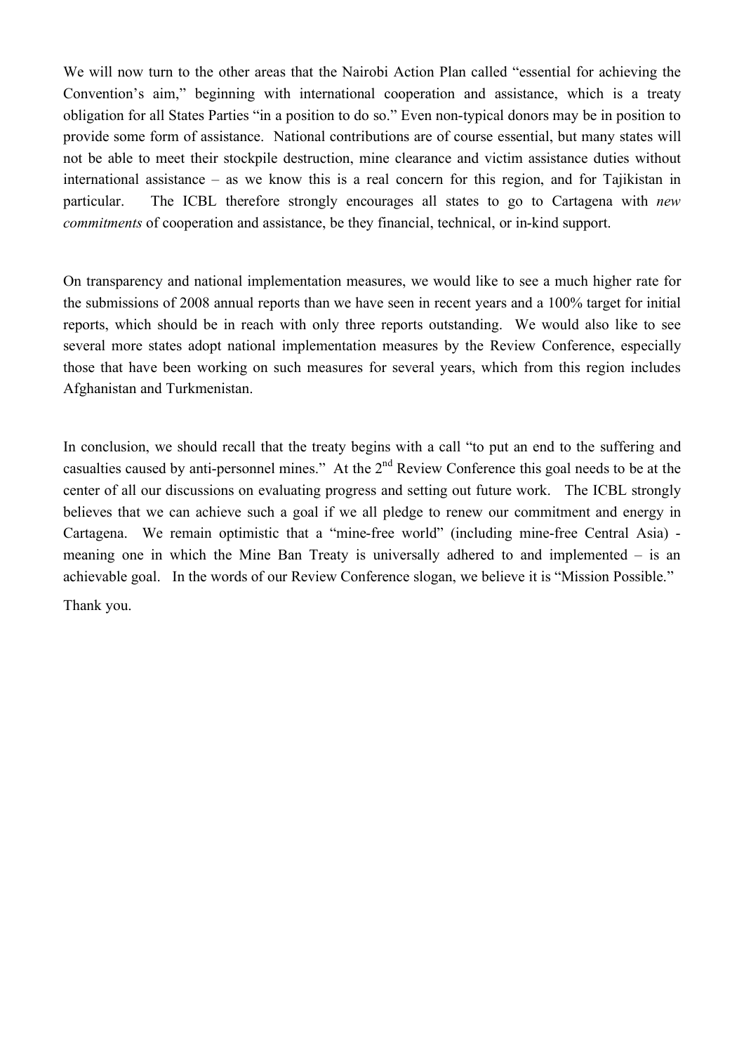We will now turn to the other areas that the Nairobi Action Plan called "essential for achieving the Convention's aim," beginning with international cooperation and assistance, which is a treaty obligation for all States Parties "in a position to do so." Even non-typical donors may be in position to provide some form of assistance. National contributions are of course essential, but many states will not be able to meet their stockpile destruction, mine clearance and victim assistance duties without international assistance – as we know this is a real concern for this region, and for Tajikistan in particular. The ICBL therefore strongly encourages all states to go to Cartagena with *new commitments* of cooperation and assistance, be they financial, technical, or in-kind support.

On transparency and national implementation measures, we would like to see a much higher rate for the submissions of 2008 annual reports than we have seen in recent years and a 100% target for initial reports, which should be in reach with only three reports outstanding. We would also like to see several more states adopt national implementation measures by the Review Conference, especially those that have been working on such measures for several years, which from this region includes Afghanistan and Turkmenistan.

In conclusion, we should recall that the treaty begins with a call "to put an end to the suffering and casualties caused by anti-personnel mines." At the 2nd Review Conference this goal needs to be at the center of all our discussions on evaluating progress and setting out future work. The ICBL strongly believes that we can achieve such a goal if we all pledge to renew our commitment and energy in Cartagena. We remain optimistic that a "mine-free world" (including mine-free Central Asia) - meaning one in which the Mine Ban Treaty is universally adhered to and implemented – is an achievable goal. In the words of our Review Conference slogan, we believe it is "Mission Possible."

Thank you.